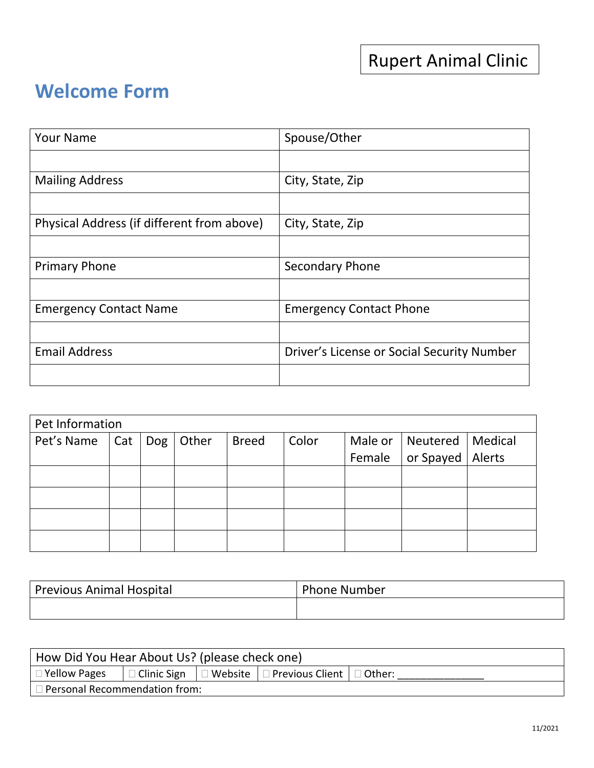Rupert Animal Clinic

# Welcome Form

| Your Name | Spouse/Other |
|---|---|
| | |
| Mailing Address | City, State, Zip |
| | |
| Physical Address (if different from above) | City, State, Zip |
| | |
| Primary Phone | Secondary Phone |
| | |
| Emergency Contact Name | Emergency Contact Phone |
| | |
| Email Address | Driver's License or Social Security Number |
| | |

| Pet Information | | | | | | | | |
|---|---|---|---|---|---|---|---|---|
| Pet's Name | Cat | Dog | Other | Breed | Color | Male or Female | Neutered or Spayed | Medical Alerts |
| | | | | | | | | |
| | | | | | | | | |
| | | | | | | | | |
| | | | | | | | | |

| Previous Animal Hospital | Phone Number |
|---|---|
| | |

| How Did You Hear About Us? (please check one) | | | | |
|---|---|---|---|---|
| ☐ Yellow Pages | ☐ Clinic Sign | ☐ Website | ☐ Previous Client | ☐ Other: _______________ |
| ☐ Personal Recommendation from: | | | | |

11/2021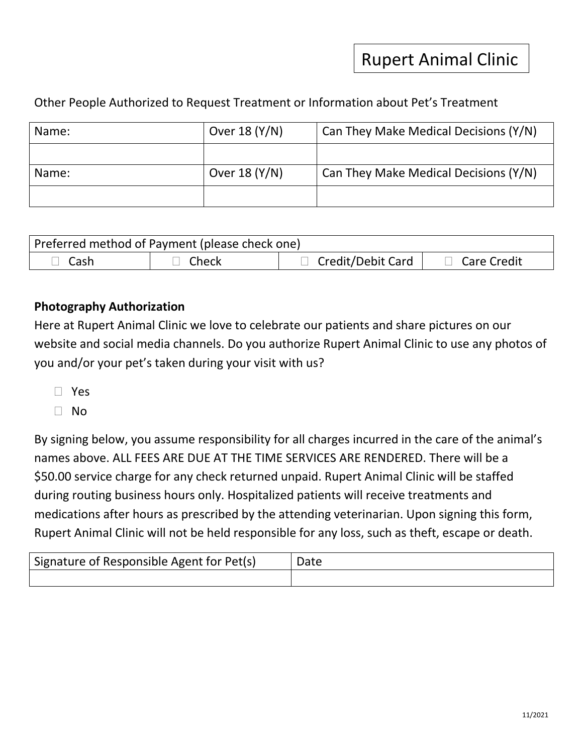Rupert Animal Clinic

Other People Authorized to Request Treatment or Information about Pet's Treatment

| Name: | Over 18 (Y/N) | Can They Make Medical Decisions (Y/N) |
|---|---|---|
| | | |
| Name: | Over 18 (Y/N) | Can They Make Medical Decisions (Y/N) |
| | | |

| Preferred method of Payment (please check one) | | | |
|---|---|---|---|
| ☐ Cash | ☐ Check | ☐ Credit/Debit Card | ☐ Care Credit |

**Photography Authorization**

Here at Rupert Animal Clinic we love to celebrate our patients and share pictures on our website and social media channels. Do you authorize Rupert Animal Clinic to use any photos of you and/or your pet's taken during your visit with us?

- ☐ Yes
- ☐ No

By signing below, you assume responsibility for all charges incurred in the care of the animal's names above. ALL FEES ARE DUE AT THE TIME SERVICES ARE RENDERED. There will be a $50.00 service charge for any check returned unpaid. Rupert Animal Clinic will be staffed during routing business hours only. Hospitalized patients will receive treatments and medications after hours as prescribed by the attending veterinarian. Upon signing this form, Rupert Animal Clinic will not be held responsible for any loss, such as theft, escape or death.

| Signature of Responsible Agent for Pet(s) | Date |
|---|---|
| | |

11/2021